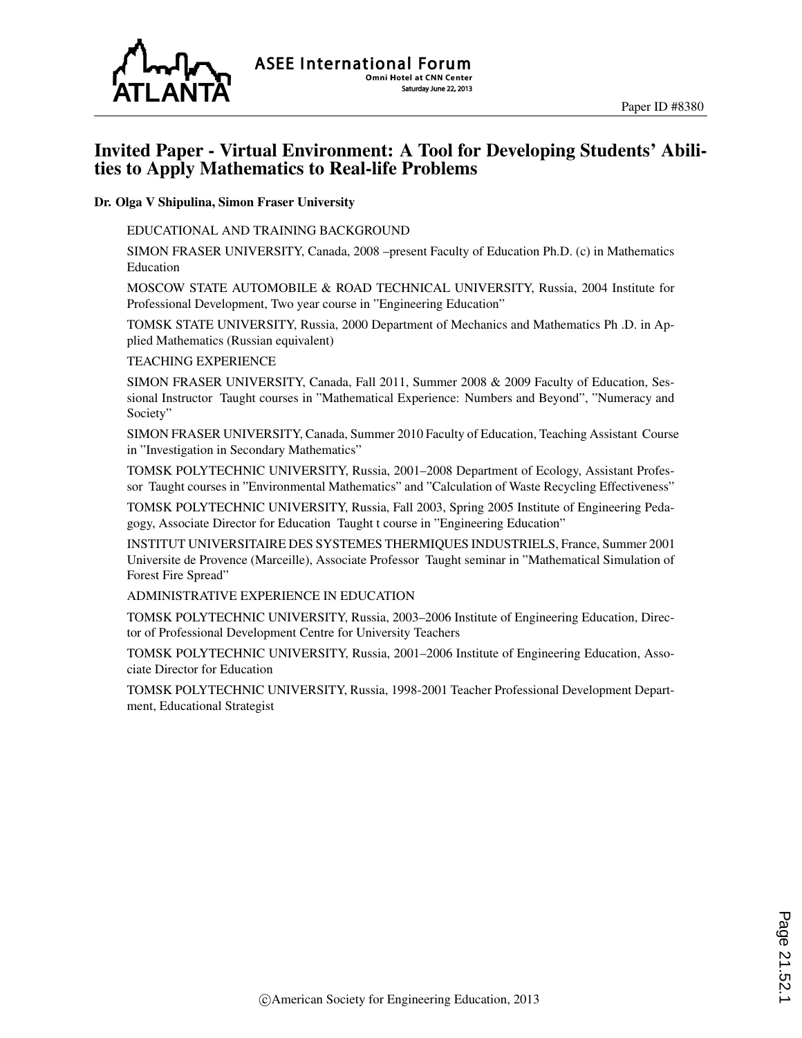# Invited Paper - Virtual Environment: A Tool for Developing Students' Abilities to Apply Mathematics to Real-life Problems

**Dr. Olga V Shipulina, Simon Fraser University**

EDUCATIONAL AND TRAINING BACKGROUND

SIMON FRASER UNIVERSITY, Canada, 2008 –present Faculty of Education Ph.D. (c) in Mathematics Education

MOSCOW STATE AUTOMOBILE & ROAD TECHNICAL UNIVERSITY, Russia, 2004 Institute for Professional Development, Two year course in "Engineering Education"

TOMSK STATE UNIVERSITY, Russia, 2000 Department of Mechanics and Mathematics Ph .D. in Applied Mathematics (Russian equivalent)

TEACHING EXPERIENCE

SIMON FRASER UNIVERSITY, Canada, Fall 2011, Summer 2008 & 2009 Faculty of Education, Sessional Instructor Taught courses in "Mathematical Experience: Numbers and Beyond", "Numeracy and Society"

SIMON FRASER UNIVERSITY, Canada, Summer 2010 Faculty of Education, Teaching Assistant Course in "Investigation in Secondary Mathematics"

TOMSK POLYTECHNIC UNIVERSITY, Russia, 2001–2008 Department of Ecology, Assistant Professor Taught courses in "Environmental Mathematics" and "Calculation of Waste Recycling Effectiveness"

TOMSK POLYTECHNIC UNIVERSITY, Russia, Fall 2003, Spring 2005 Institute of Engineering Pedagogy, Associate Director for Education Taught t course in "Engineering Education"

INSTITUT UNIVERSITAIRE DES SYSTEMES THERMIQUES INDUSTRIELS, France, Summer 2001 Universite de Provence (Marceille), Associate Professor Taught seminar in "Mathematical Simulation of Forest Fire Spread"

ADMINISTRATIVE EXPERIENCE IN EDUCATION

TOMSK POLYTECHNIC UNIVERSITY, Russia, 2003–2006 Institute of Engineering Education, Director of Professional Development Centre for University Teachers

TOMSK POLYTECHNIC UNIVERSITY, Russia, 2001–2006 Institute of Engineering Education, Associate Director for Education

TOMSK POLYTECHNIC UNIVERSITY, Russia, 1998-2001 Teacher Professional Development Department, Educational Strategist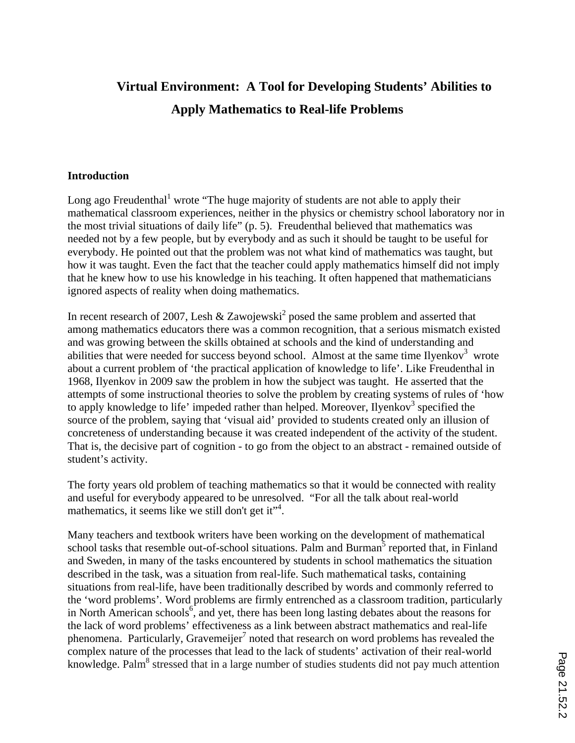# Virtual Environment: A Tool for Developing Students' Abilities to Apply Mathematics to Real-life Problems

## Introduction

Long ago Freudenthal[1] wrote "The huge majority of students are not able to apply their mathematical classroom experiences, neither in the physics or chemistry school laboratory nor in the most trivial situations of daily life" (p. 5). Freudenthal believed that mathematics was needed not by a few people, but by everybody and as such it should be taught to be useful for everybody. He pointed out that the problem was not what kind of mathematics was taught, but how it was taught. Even the fact that the teacher could apply mathematics himself did not imply that he knew how to use his knowledge in his teaching. It often happened that mathematicians ignored aspects of reality when doing mathematics.

In recent research of 2007, Lesh & Zawojewski[2] posed the same problem and asserted that among mathematics educators there was a common recognition, that a serious mismatch existed and was growing between the skills obtained at schools and the kind of understanding and abilities that were needed for success beyond school. Almost at the same time Ilyenkov[3] wrote about a current problem of 'the practical application of knowledge to life'. Like Freudenthal in 1968, Ilyenkov in 2009 saw the problem in how the subject was taught. He asserted that the attempts of some instructional theories to solve the problem by creating systems of rules of 'how to apply knowledge to life' impeded rather than helped. Moreover, Ilyenkov[3] specified the source of the problem, saying that 'visual aid' provided to students created only an illusion of concreteness of understanding because it was created independent of the activity of the student. That is, the decisive part of cognition - to go from the object to an abstract - remained outside of student's activity.

The forty years old problem of teaching mathematics so that it would be connected with reality and useful for everybody appeared to be unresolved. "For all the talk about real-world mathematics, it seems like we still don't get it"[4].

Many teachers and textbook writers have been working on the development of mathematical school tasks that resemble out-of-school situations. Palm and Burman[5] reported that, in Finland and Sweden, in many of the tasks encountered by students in school mathematics the situation described in the task, was a situation from real-life. Such mathematical tasks, containing situations from real-life, have been traditionally described by words and commonly referred to the 'word problems'. Word problems are firmly entrenched as a classroom tradition, particularly in North American schools[6], and yet, there has been long lasting debates about the reasons for the lack of word problems' effectiveness as a link between abstract mathematics and real-life phenomena. Particularly, Gravemeijer[7] noted that research on word problems has revealed the complex nature of the processes that lead to the lack of students' activation of their real-world knowledge. Palm[8] stressed that in a large number of studies students did not pay much attention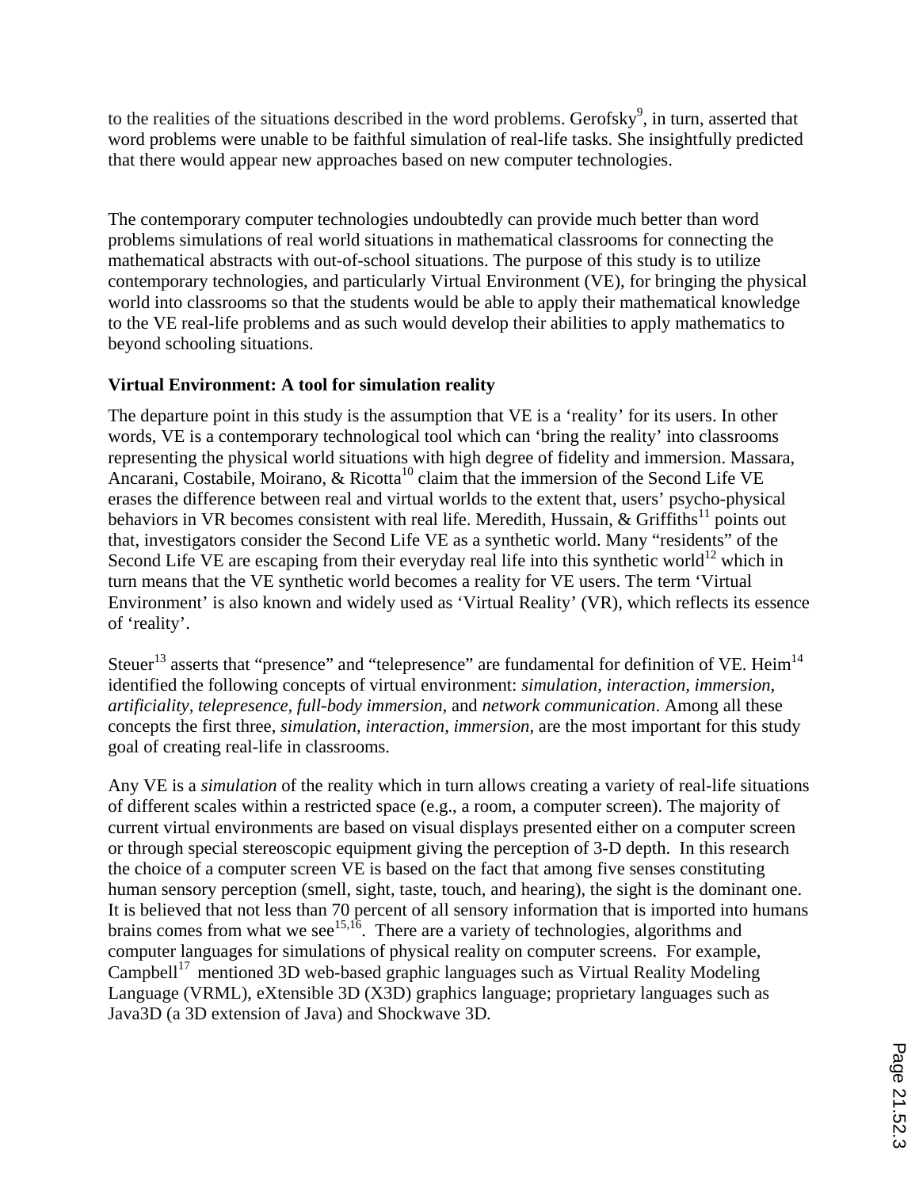to the realities of the situations described in the word problems. Gerofsky[9], in turn, asserted that word problems were unable to be faithful simulation of real-life tasks. She insightfully predicted that there would appear new approaches based on new computer technologies.

The contemporary computer technologies undoubtedly can provide much better than word problems simulations of real world situations in mathematical classrooms for connecting the mathematical abstracts with out-of-school situations. The purpose of this study is to utilize contemporary technologies, and particularly Virtual Environment (VE), for bringing the physical world into classrooms so that the students would be able to apply their mathematical knowledge to the VE real-life problems and as such would develop their abilities to apply mathematics to beyond schooling situations.

**Virtual Environment: A tool for simulation reality**

The departure point in this study is the assumption that VE is a 'reality' for its users. In other words, VE is a contemporary technological tool which can 'bring the reality' into classrooms representing the physical world situations with high degree of fidelity and immersion. Massara, Ancarani, Costabile, Moirano, & Ricotta[10] claim that the immersion of the Second Life VE erases the difference between real and virtual worlds to the extent that, users' psycho-physical behaviors in VR becomes consistent with real life. Meredith, Hussain, & Griffiths[11] points out that, investigators consider the Second Life VE as a synthetic world. Many "residents" of the Second Life VE are escaping from their everyday real life into this synthetic world[12] which in turn means that the VE synthetic world becomes a reality for VE users. The term 'Virtual Environment' is also known and widely used as 'Virtual Reality' (VR), which reflects its essence of 'reality'.

Steuer[13] asserts that "presence" and "telepresence" are fundamental for definition of VE. Heim[14] identified the following concepts of virtual environment: *simulation, interaction, immersion, artificiality, telepresence, full-body immersion,* and *network communication*. Among all these concepts the first three, *simulation, interaction, immersion,* are the most important for this study goal of creating real-life in classrooms.

Any VE is a *simulation* of the reality which in turn allows creating a variety of real-life situations of different scales within a restricted space (e.g., a room, a computer screen). The majority of current virtual environments are based on visual displays presented either on a computer screen or through special stereoscopic equipment giving the perception of 3-D depth. In this research the choice of a computer screen VE is based on the fact that among five senses constituting human sensory perception (smell, sight, taste, touch, and hearing), the sight is the dominant one. It is believed that not less than 70 percent of all sensory information that is imported into humans brains comes from what we see[15,16]. There are a variety of technologies, algorithms and computer languages for simulations of physical reality on computer screens. For example, Campbell[17] mentioned 3D web-based graphic languages such as Virtual Reality Modeling Language (VRML), eXtensible 3D (X3D) graphics language; proprietary languages such as Java3D (a 3D extension of Java) and Shockwave 3D.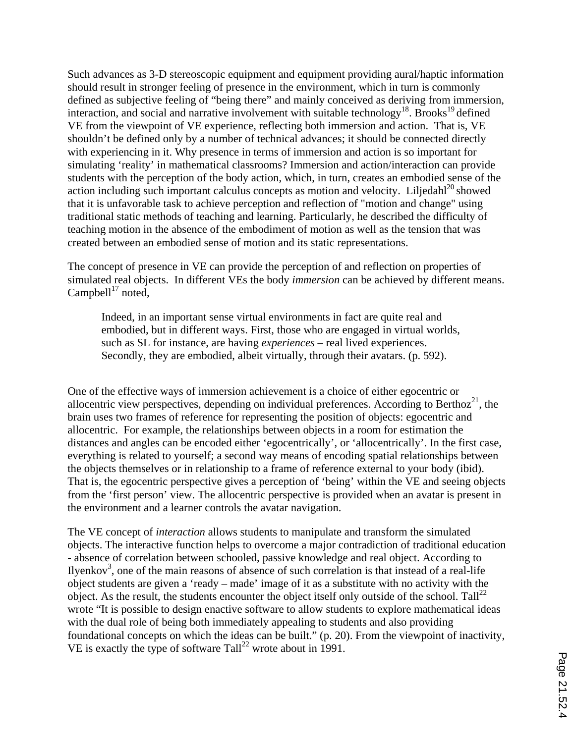Such advances as 3-D stereoscopic equipment and equipment providing aural/haptic information should result in stronger feeling of presence in the environment, which in turn is commonly defined as subjective feeling of "being there" and mainly conceived as deriving from immersion, interaction, and social and narrative involvement with suitable technology[18]. Brooks[19] defined VE from the viewpoint of VE experience, reflecting both immersion and action. That is, VE shouldn't be defined only by a number of technical advances; it should be connected directly with experiencing in it. Why presence in terms of immersion and action is so important for simulating 'reality' in mathematical classrooms? Immersion and action/interaction can provide students with the perception of the body action, which, in turn, creates an embodied sense of the action including such important calculus concepts as motion and velocity. Liljedahl[20] showed that it is unfavorable task to achieve perception and reflection of "motion and change" using traditional static methods of teaching and learning. Particularly, he described the difficulty of teaching motion in the absence of the embodiment of motion as well as the tension that was created between an embodied sense of motion and its static representations.

The concept of presence in VE can provide the perception of and reflection on properties of simulated real objects. In different VEs the body *immersion* can be achieved by different means. Campbell[17] noted,

> Indeed, in an important sense virtual environments in fact are quite real and embodied, but in different ways. First, those who are engaged in virtual worlds, such as SL for instance, are having *experiences* – real lived experiences. Secondly, they are embodied, albeit virtually, through their avatars. (p. 592).

One of the effective ways of immersion achievement is a choice of either egocentric or allocentric view perspectives, depending on individual preferences. According to Berthoz[21], the brain uses two frames of reference for representing the position of objects: egocentric and allocentric. For example, the relationships between objects in a room for estimation the distances and angles can be encoded either 'egocentrically', or 'allocentrically'. In the first case, everything is related to yourself; a second way means of encoding spatial relationships between the objects themselves or in relationship to a frame of reference external to your body (ibid). That is, the egocentric perspective gives a perception of 'being' within the VE and seeing objects from the 'first person' view. The allocentric perspective is provided when an avatar is present in the environment and a learner controls the avatar navigation.

The VE concept of *interaction* allows students to manipulate and transform the simulated objects. The interactive function helps to overcome a major contradiction of traditional education - absence of correlation between schooled, passive knowledge and real object. According to Ilyenkov[3], one of the main reasons of absence of such correlation is that instead of a real-life object students are given a 'ready – made' image of it as a substitute with no activity with the object. As the result, the students encounter the object itself only outside of the school. Tall[22] wrote "It is possible to design enactive software to allow students to explore mathematical ideas with the dual role of being both immediately appealing to students and also providing foundational concepts on which the ideas can be built." (p. 20). From the viewpoint of inactivity, VE is exactly the type of software Tall[22] wrote about in 1991.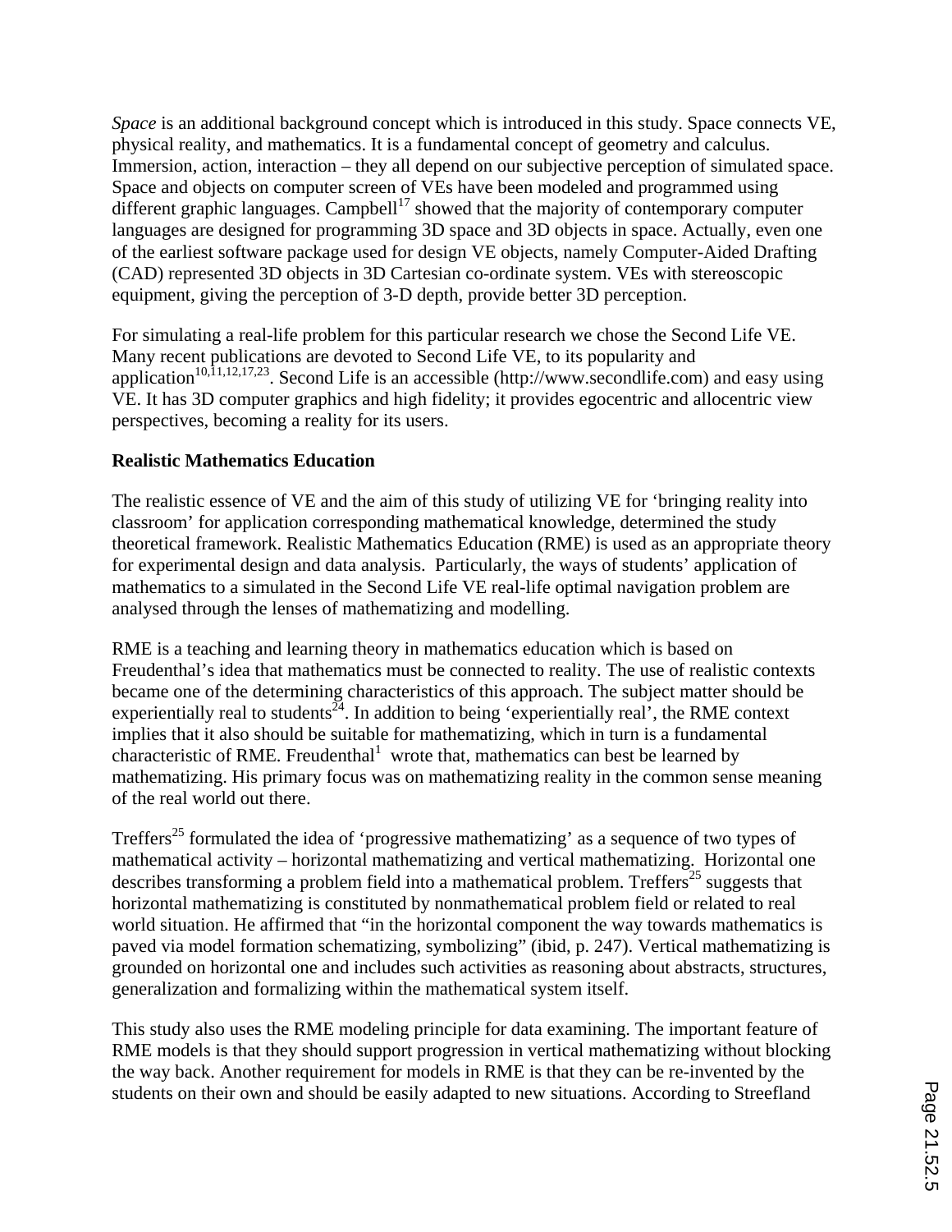*Space* is an additional background concept which is introduced in this study. Space connects VE, physical reality, and mathematics. It is a fundamental concept of geometry and calculus. Immersion, action, interaction – they all depend on our subjective perception of simulated space. Space and objects on computer screen of VEs have been modeled and programmed using different graphic languages. Campbell[17] showed that the majority of contemporary computer languages are designed for programming 3D space and 3D objects in space. Actually, even one of the earliest software package used for design VE objects, namely Computer-Aided Drafting (CAD) represented 3D objects in 3D Cartesian co-ordinate system. VEs with stereoscopic equipment, giving the perception of 3-D depth, provide better 3D perception.

For simulating a real-life problem for this particular research we chose the Second Life VE. Many recent publications are devoted to Second Life VE, to its popularity and application[10,11,12,17,23]. Second Life is an accessible (http://www.secondlife.com) and easy using VE. It has 3D computer graphics and high fidelity; it provides egocentric and allocentric view perspectives, becoming a reality for its users.

**Realistic Mathematics Education**

The realistic essence of VE and the aim of this study of utilizing VE for 'bringing reality into classroom' for application corresponding mathematical knowledge, determined the study theoretical framework. Realistic Mathematics Education (RME) is used as an appropriate theory for experimental design and data analysis. Particularly, the ways of students' application of mathematics to a simulated in the Second Life VE real-life optimal navigation problem are analysed through the lenses of mathematizing and modelling.

RME is a teaching and learning theory in mathematics education which is based on Freudenthal's idea that mathematics must be connected to reality. The use of realistic contexts became one of the determining characteristics of this approach. The subject matter should be experientially real to students[24]. In addition to being 'experientially real', the RME context implies that it also should be suitable for mathematizing, which in turn is a fundamental characteristic of RME. Freudenthal[1] wrote that, mathematics can best be learned by mathematizing. His primary focus was on mathematizing reality in the common sense meaning of the real world out there.

Treffers[25] formulated the idea of 'progressive mathematizing' as a sequence of two types of mathematical activity – horizontal mathematizing and vertical mathematizing. Horizontal one describes transforming a problem field into a mathematical problem. Treffers[25] suggests that horizontal mathematizing is constituted by nonmathematical problem field or related to real world situation. He affirmed that "in the horizontal component the way towards mathematics is paved via model formation schematizing, symbolizing" (ibid, p. 247). Vertical mathematizing is grounded on horizontal one and includes such activities as reasoning about abstracts, structures, generalization and formalizing within the mathematical system itself.

This study also uses the RME modeling principle for data examining. The important feature of RME models is that they should support progression in vertical mathematizing without blocking the way back. Another requirement for models in RME is that they can be re-invented by the students on their own and should be easily adapted to new situations. According to Streefland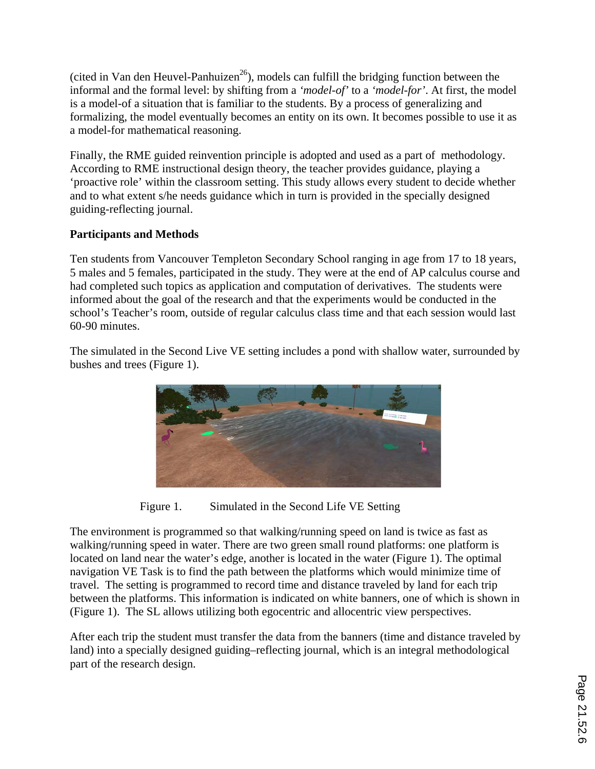(cited in Van den Heuvel-Panhuizen[26]), models can fulfill the bridging function between the informal and the formal level: by shifting from a *'model-of'* to a *'model-for'*. At first, the model is a model-of a situation that is familiar to the students. By a process of generalizing and formalizing, the model eventually becomes an entity on its own. It becomes possible to use it as a model-for mathematical reasoning.

Finally, the RME guided reinvention principle is adopted and used as a part of methodology. According to RME instructional design theory, the teacher provides guidance, playing a 'proactive role' within the classroom setting. This study allows every student to decide whether and to what extent s/he needs guidance which in turn is provided in the specially designed guiding-reflecting journal.

**Participants and Methods**

Ten students from Vancouver Templeton Secondary School ranging in age from 17 to 18 years, 5 males and 5 females, participated in the study. They were at the end of AP calculus course and had completed such topics as application and computation of derivatives. The students were informed about the goal of the research and that the experiments would be conducted in the school's Teacher's room, outside of regular calculus class time and that each session would last 60-90 minutes.

The simulated in the Second Live VE setting includes a pond with shallow water, surrounded by bushes and trees (Figure 1).

Figure 1. Simulated in the Second Life VE Setting

The environment is programmed so that walking/running speed on land is twice as fast as walking/running speed in water. There are two green small round platforms: one platform is located on land near the water's edge, another is located in the water (Figure 1). The optimal navigation VE Task is to find the path between the platforms which would minimize time of travel. The setting is programmed to record time and distance traveled by land for each trip between the platforms. This information is indicated on white banners, one of which is shown in (Figure 1). The SL allows utilizing both egocentric and allocentric view perspectives.

After each trip the student must transfer the data from the banners (time and distance traveled by land) into a specially designed guiding–reflecting journal, which is an integral methodological part of the research design.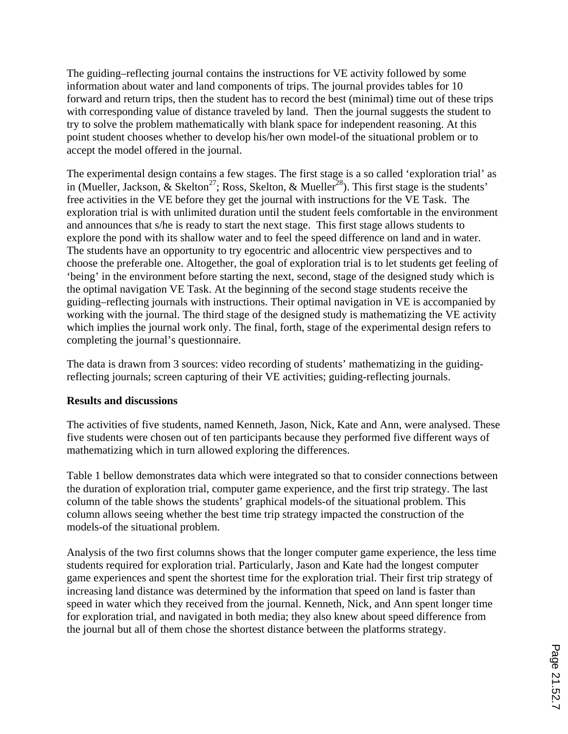The guiding–reflecting journal contains the instructions for VE activity followed by some information about water and land components of trips. The journal provides tables for 10 forward and return trips, then the student has to record the best (minimal) time out of these trips with corresponding value of distance traveled by land. Then the journal suggests the student to try to solve the problem mathematically with blank space for independent reasoning. At this point student chooses whether to develop his/her own model-of the situational problem or to accept the model offered in the journal.

The experimental design contains a few stages. The first stage is a so called 'exploration trial' as in (Mueller, Jackson, & Skelton[27]; Ross, Skelton, & Mueller[28]). This first stage is the students' free activities in the VE before they get the journal with instructions for the VE Task. The exploration trial is with unlimited duration until the student feels comfortable in the environment and announces that s/he is ready to start the next stage. This first stage allows students to explore the pond with its shallow water and to feel the speed difference on land and in water. The students have an opportunity to try egocentric and allocentric view perspectives and to choose the preferable one. Altogether, the goal of exploration trial is to let students get feeling of 'being' in the environment before starting the next, second, stage of the designed study which is the optimal navigation VE Task. At the beginning of the second stage students receive the guiding–reflecting journals with instructions. Their optimal navigation in VE is accompanied by working with the journal. The third stage of the designed study is mathematizing the VE activity which implies the journal work only. The final, forth, stage of the experimental design refers to completing the journal's questionnaire.

The data is drawn from 3 sources: video recording of students' mathematizing in the guiding-reflecting journals; screen capturing of their VE activities; guiding-reflecting journals.

**Results and discussions**

The activities of five students, named Kenneth, Jason, Nick, Kate and Ann, were analysed. These five students were chosen out of ten participants because they performed five different ways of mathematizing which in turn allowed exploring the differences.

Table 1 bellow demonstrates data which were integrated so that to consider connections between the duration of exploration trial, computer game experience, and the first trip strategy. The last column of the table shows the students' graphical models-of the situational problem. This column allows seeing whether the best time trip strategy impacted the construction of the models-of the situational problem.

Analysis of the two first columns shows that the longer computer game experience, the less time students required for exploration trial. Particularly, Jason and Kate had the longest computer game experiences and spent the shortest time for the exploration trial. Their first trip strategy of increasing land distance was determined by the information that speed on land is faster than speed in water which they received from the journal. Kenneth, Nick, and Ann spent longer time for exploration trial, and navigated in both media; they also knew about speed difference from the journal but all of them chose the shortest distance between the platforms strategy.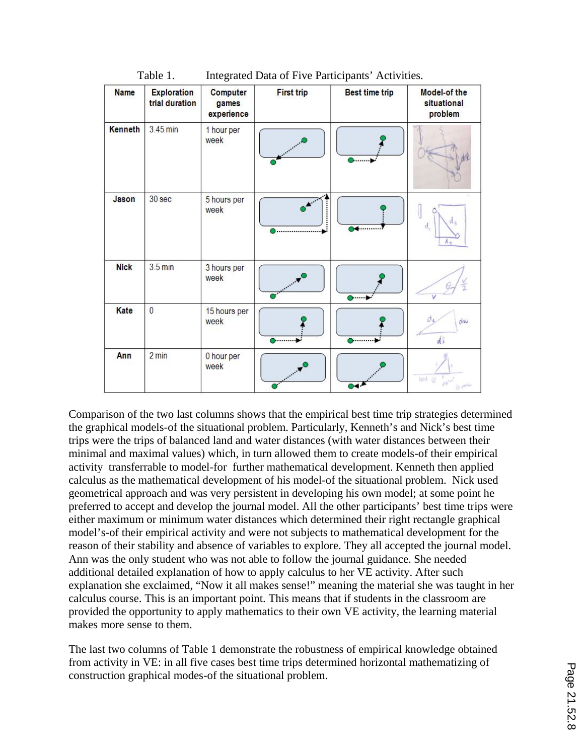Table 1. Integrated Data of Five Participants' Activities.

| Name | Exploration trial duration | Computer games experience | First trip | Best time trip | Model-of the situational problem |
|---|---|---|---|---|---|
| Kenneth | 3.45 min | 1 hour per week | | | |
| Jason | 30 sec | 5 hours per week | | | |
| Nick | 3.5 min | 3 hours per week | | | |
| Kate | 0 | 15 hours per week | | | |
| Ann | 2 min | 0 hour per week | | | |

Comparison of the two last columns shows that the empirical best time trip strategies determined the graphical models-of the situational problem. Particularly, Kenneth's and Nick's best time trips were the trips of balanced land and water distances (with water distances between their minimal and maximal values) which, in turn allowed them to create models-of their empirical activity transferrable to model-for further mathematical development. Kenneth then applied calculus as the mathematical development of his model-of the situational problem. Nick used geometrical approach and was very persistent in developing his own model; at some point he preferred to accept and develop the journal model. All the other participants' best time trips were either maximum or minimum water distances which determined their right rectangle graphical model's-of their empirical activity and were not subjects to mathematical development for the reason of their stability and absence of variables to explore. They all accepted the journal model. Ann was the only student who was not able to follow the journal guidance. She needed additional detailed explanation of how to apply calculus to her VE activity. After such explanation she exclaimed, "Now it all makes sense!" meaning the material she was taught in her calculus course. This is an important point. This means that if students in the classroom are provided the opportunity to apply mathematics to their own VE activity, the learning material makes more sense to them.

The last two columns of Table 1 demonstrate the robustness of empirical knowledge obtained from activity in VE: in all five cases best time trips determined horizontal mathematizing of construction graphical modes-of the situational problem.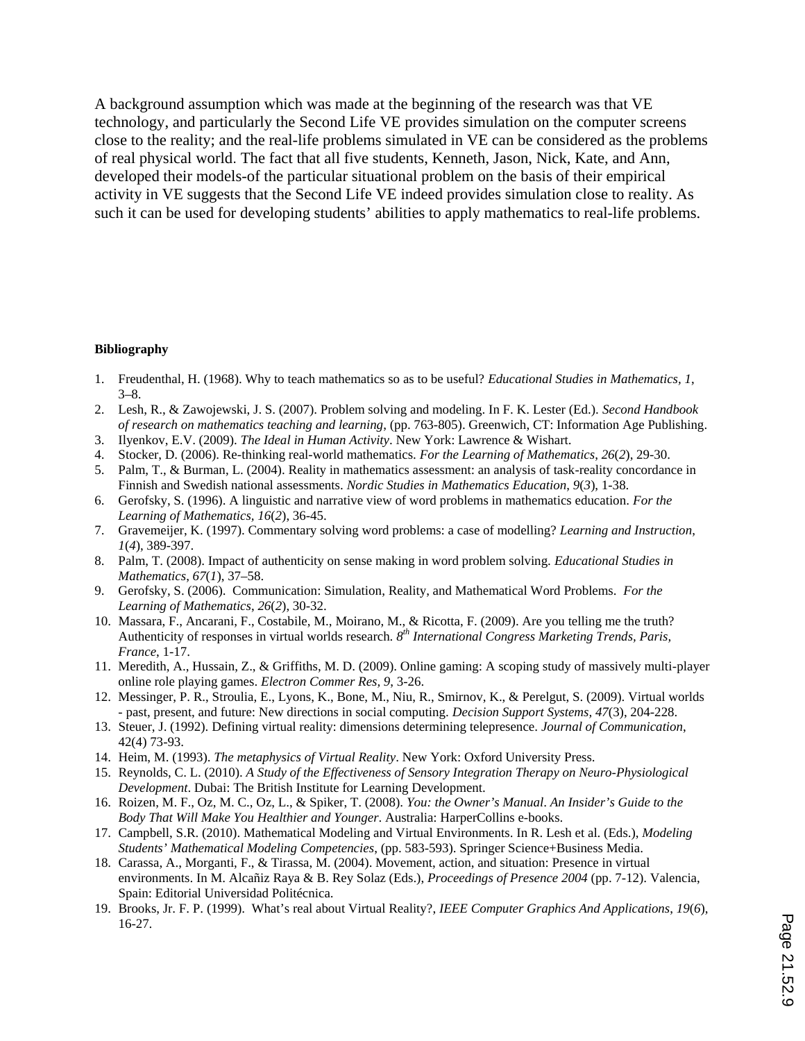A background assumption which was made at the beginning of the research was that VE technology, and particularly the Second Life VE provides simulation on the computer screens close to the reality; and the real-life problems simulated in VE can be considered as the problems of real physical world. The fact that all five students, Kenneth, Jason, Nick, Kate, and Ann, developed their models-of the particular situational problem on the basis of their empirical activity in VE suggests that the Second Life VE indeed provides simulation close to reality. As such it can be used for developing students' abilities to apply mathematics to real-life problems.

**Bibliography**

1. Freudenthal, H. (1968). Why to teach mathematics so as to be useful? *Educational Studies in Mathematics, 1*, 3–8.
2. Lesh, R., & Zawojewski, J. S. (2007). Problem solving and modeling. In F. K. Lester (Ed.). *Second Handbook of research on mathematics teaching and learning*, (pp. 763-805). Greenwich, CT: Information Age Publishing.
3. Ilyenkov, E.V. (2009). *The Ideal in Human Activity*. New York: Lawrence & Wishart.
4. Stocker, D. (2006). Re-thinking real-world mathematics. *For the Learning of Mathematics*, *26*(*2*), 29-30.
5. Palm, T., & Burman, L. (2004). Reality in mathematics assessment: an analysis of task-reality concordance in Finnish and Swedish national assessments. *Nordic Studies in Mathematics Education*, *9*(*3*), 1-38.
6. Gerofsky, S. (1996). A linguistic and narrative view of word problems in mathematics education. *For the Learning of Mathematics, 16*(*2*), 36-45.
7. Gravemeijer, K. (1997). Commentary solving word problems: a case of modelling? *Learning and Instruction*, *1*(*4*), 389-397.
8. Palm, T. (2008). Impact of authenticity on sense making in word problem solving. *Educational Studies in Mathematics*, *67*(*1*), 37–58.
9. Gerofsky, S. (2006). Communication: Simulation, Reality, and Mathematical Word Problems. *For the Learning of Mathematics*, *26*(*2*), 30-32.
10. Massara, F., Ancarani, F., Costabile, M., Moirano, M., & Ricotta, F. (2009). Are you telling me the truth? Authenticity of responses in virtual worlds research. *8th International Congress Marketing Trends, Paris, France*, 1-17.
11. Meredith, A., Hussain, Z., & Griffiths, M. D. (2009). Online gaming: A scoping study of massively multi-player online role playing games. *Electron Commer Res, 9*, 3-26.
12. Messinger, P. R., Stroulia, E., Lyons, K., Bone, M., Niu, R., Smirnov, K., & Perelgut, S. (2009). Virtual worlds - past, present, and future: New directions in social computing. *Decision Support Systems, 47*(3), 204-228.
13. Steuer, J. (1992). Defining virtual reality: dimensions determining telepresence. *Journal of Communication*, 42(4) 73-93.
14. Heim, M. (1993). *The metaphysics of Virtual Reality*. New York: Oxford University Press.
15. Reynolds, C. L. (2010). *A Study of the Effectiveness of Sensory Integration Therapy on Neuro-Physiological Development*. Dubai: The British Institute for Learning Development.
16. Roizen, M. F., Oz, M. C., Oz, L., & Spiker, T. (2008). *You: the Owner's Manual*. *An Insider's Guide to the Body That Will Make You Healthier and Younger*. Australia: HarperCollins e-books.
17. Campbell, S.R. (2010). Mathematical Modeling and Virtual Environments. In R. Lesh et al. (Eds.), *Modeling Students' Mathematical Modeling Competencies*, (pp. 583-593). Springer Science+Business Media.
18. Carassa, A., Morganti, F., & Tirassa, M. (2004). Movement, action, and situation: Presence in virtual environments. In M. Alcañiz Raya & B. Rey Solaz (Eds.), *Proceedings of Presence 2004* (pp. 7-12). Valencia, Spain: Editorial Universidad Politécnica.
19. Brooks, Jr. F. P. (1999). What's real about Virtual Reality?, *IEEE Computer Graphics And Applications*, *19*(*6*), 16-27.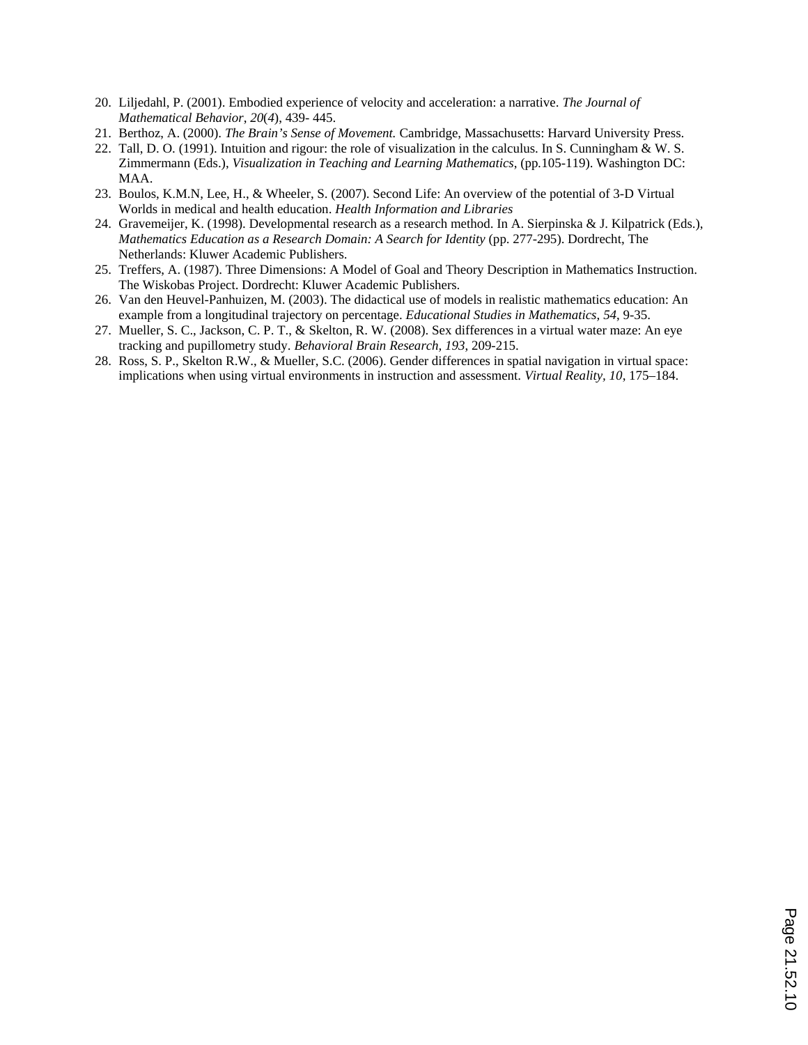20. Liljedahl, P. (2001). Embodied experience of velocity and acceleration: a narrative. *The Journal of Mathematical Behavior*, *20*(*4*), 439- 445.
21. Berthoz, A. (2000). *The Brain's Sense of Movement.* Cambridge, Massachusetts: Harvard University Press.
22. Tall, D. O. (1991). Intuition and rigour: the role of visualization in the calculus. In S. Cunningham & W. S. Zimmermann (Eds.), *Visualization in Teaching and Learning Mathematics*, (pp.105-119). Washington DC: MAA.
23. Boulos, K.M.N, Lee, H., & Wheeler, S. (2007). Second Life: An overview of the potential of 3-D Virtual Worlds in medical and health education. *Health Information and Libraries*
24. Gravemeijer, K. (1998). Developmental research as a research method. In A. Sierpinska & J. Kilpatrick (Eds.), *Mathematics Education as a Research Domain: A Search for Identity* (pp. 277-295). Dordrecht, The Netherlands: Kluwer Academic Publishers.
25. Treffers, A. (1987). Three Dimensions: A Model of Goal and Theory Description in Mathematics Instruction. The Wiskobas Project. Dordrecht: Kluwer Academic Publishers.
26. Van den Heuvel-Panhuizen, M. (2003). The didactical use of models in realistic mathematics education: An example from a longitudinal trajectory on percentage. *Educational Studies in Mathematics*, *54*, 9-35.
27. Mueller, S. C., Jackson, C. P. T., & Skelton, R. W. (2008). Sex differences in a virtual water maze: An eye tracking and pupillometry study. *Behavioral Brain Research, 193*, 209-215.
28. Ross, S. P., Skelton R.W., & Mueller, S.C. (2006). Gender differences in spatial navigation in virtual space: implications when using virtual environments in instruction and assessment. *Virtual Reality, 10*, 175–184.